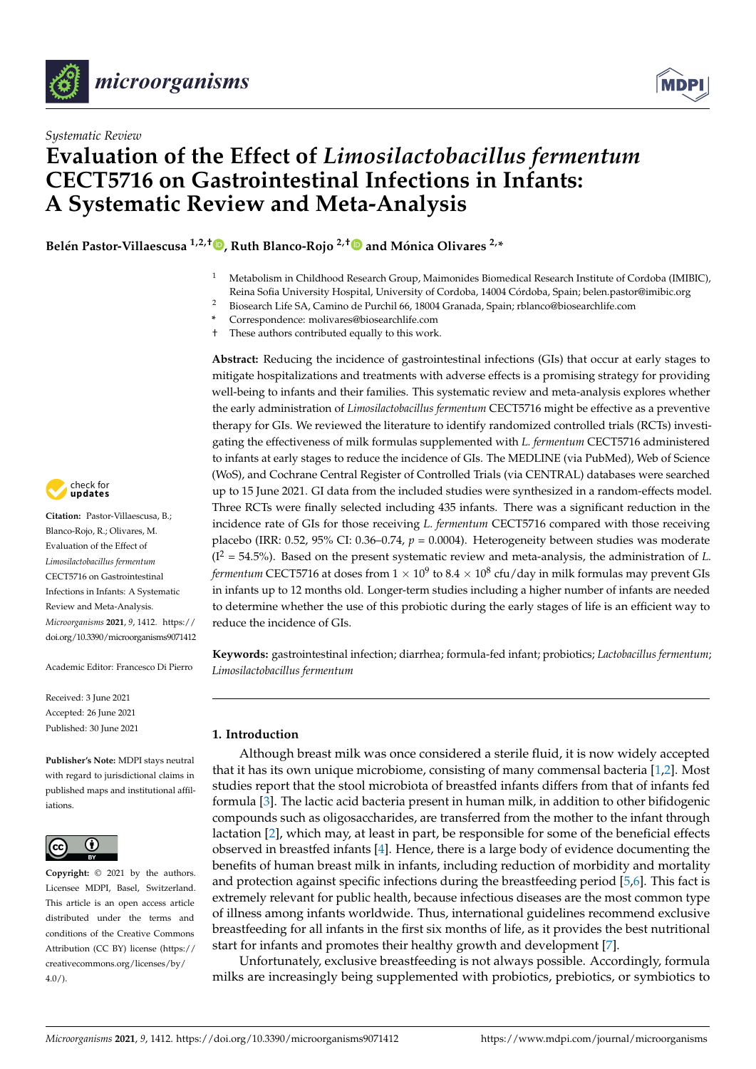*Systematic Review*

# Evaluation of the Effect of *Limosilactobacillus fermentum* CECT5716 on Gastrointestinal Infections in Infants: A Systematic Review and Meta-Analysis

**Belén Pastor-Villaescusa [1,2,†], Ruth Blanco-Rojo [2,†] and Mónica Olivares [2,*]**

[1] Metabolism in Childhood Research Group, Maimonides Biomedical Research Institute of Cordoba (IMIBIC), Reina Sofia University Hospital, University of Cordoba, 14004 Córdoba, Spain; belen.pastor@imibic.org
[2] Biosearch Life SA, Camino de Purchil 66, 18004 Granada, Spain; rblanco@biosearchlife.com
[*] Correspondence: molivares@biosearchlife.com
[†] These authors contributed equally to this work.

**Abstract:** Reducing the incidence of gastrointestinal infections (GIs) that occur at early stages to mitigate hospitalizations and treatments with adverse effects is a promising strategy for providing well-being to infants and their families. This systematic review and meta-analysis explores whether the early administration of *Limosilactobacillus fermentum* CECT5716 might be effective as a preventive therapy for GIs. We reviewed the literature to identify randomized controlled trials (RCTs) investigating the effectiveness of milk formulas supplemented with *L. fermentum* CECT5716 administered to infants at early stages to reduce the incidence of GIs. The MEDLINE (via PubMed), Web of Science (WoS), and Cochrane Central Register of Controlled Trials (via CENTRAL) databases were searched up to 15 June 2021. GI data from the included studies were synthesized in a random-effects model. Three RCTs were finally selected including 435 infants. There was a significant reduction in the incidence rate of GIs for those receiving *L. fermentum* CECT5716 compared with those receiving placebo (IRR: 0.52, 95% CI: 0.36–0.74, $p = 0.0004$). Heterogeneity between studies was moderate ($I^2 = 54.5\%$). Based on the present systematic review and meta-analysis, the administration of *L. fermentum* CECT5716 at doses from $1 \times 10^9$ to $8.4 \times 10^8$ cfu/day in milk formulas may prevent GIs in infants up to 12 months old. Longer-term studies including a higher number of infants are needed to determine whether the use of this probiotic during the early stages of life is an efficient way to reduce the incidence of GIs.

**Keywords:** gastrointestinal infection; diarrhea; formula-fed infant; probiotics; *Lactobacillus fermentum*; *Limosilactobacillus fermentum*

**Citation:** Pastor-Villaescusa, B.; Blanco-Rojo, R.; Olivares, M. Evaluation of the Effect of *Limosilactobacillus fermentum* CECT5716 on Gastrointestinal Infections in Infants: A Systematic Review and Meta-Analysis. *Microorganisms* **2021**, *9*, 1412. https://doi.org/10.3390/microorganisms9071412

Academic Editor: Francesco Di Pierro

Received: 3 June 2021
Accepted: 26 June 2021
Published: 30 June 2021

**Publisher's Note:** MDPI stays neutral with regard to jurisdictional claims in published maps and institutional affiliations.

**Copyright:** © 2021 by the authors. Licensee MDPI, Basel, Switzerland. This article is an open access article distributed under the terms and conditions of the Creative Commons Attribution (CC BY) license (https://creativecommons.org/licenses/by/4.0/).

## 1. Introduction

Although breast milk was once considered a sterile fluid, it is now widely accepted that it has its own unique microbiome, consisting of many commensal bacteria [1,2]. Most studies report that the stool microbiota of breastfed infants differs from that of infants fed formula [3]. The lactic acid bacteria present in human milk, in addition to other bifidogenic compounds such as oligosaccharides, are transferred from the mother to the infant through lactation [2], which may, at least in part, be responsible for some of the beneficial effects observed in breastfed infants [4]. Hence, there is a large body of evidence documenting the benefits of human breast milk in infants, including reduction of morbidity and mortality and protection against specific infections during the breastfeeding period [5,6]. This fact is extremely relevant for public health, because infectious diseases are the most common type of illness among infants worldwide. Thus, international guidelines recommend exclusive breastfeeding for all infants in the first six months of life, as it provides the best nutritional start for infants and promotes their healthy growth and development [7].

Unfortunately, exclusive breastfeeding is not always possible. Accordingly, formula milks are increasingly being supplemented with probiotics, prebiotics, or symbiotics to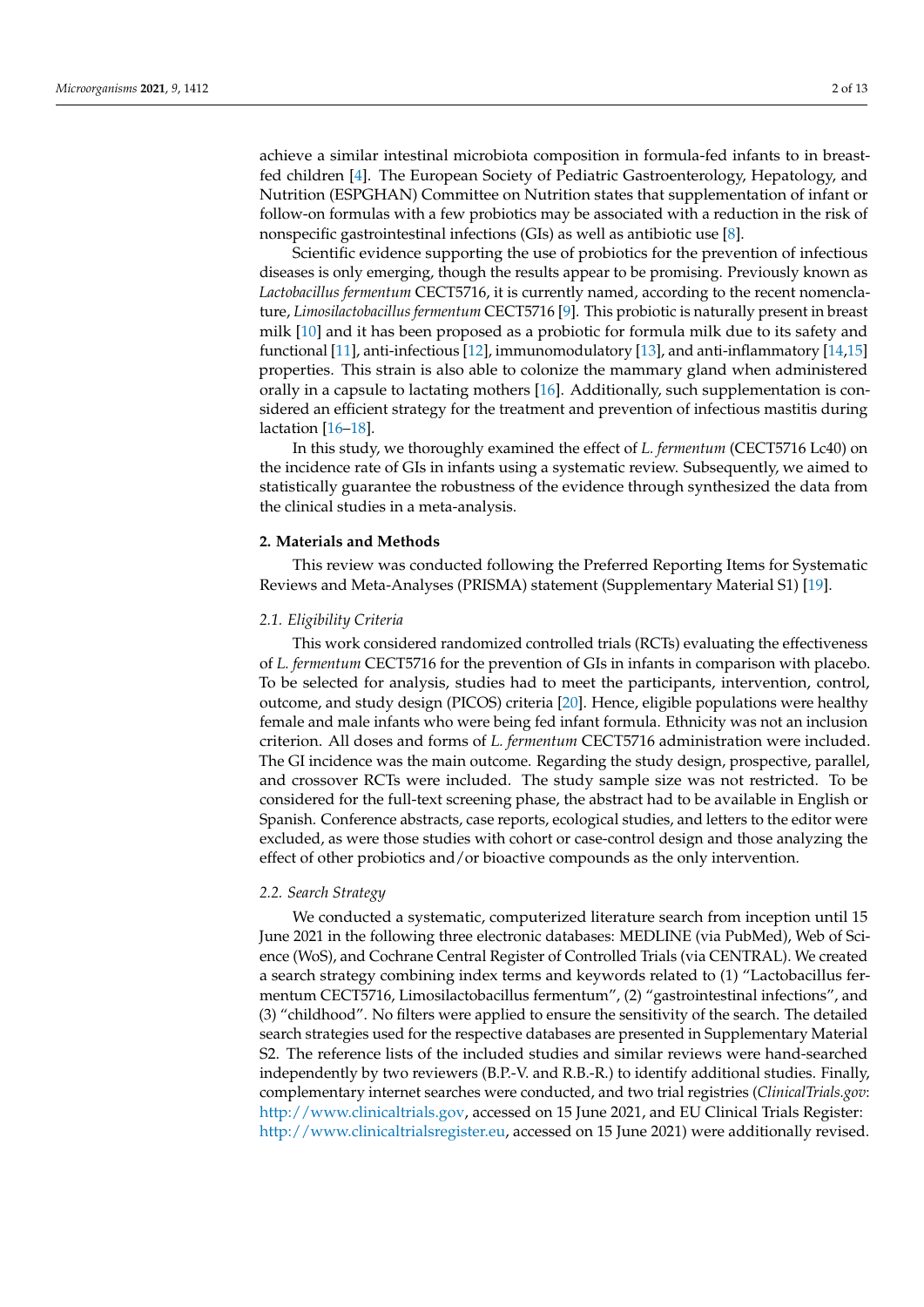achieve a similar intestinal microbiota composition in formula-fed infants to in breast-fed children [4]. The European Society of Pediatric Gastroenterology, Hepatology, and Nutrition (ESPGHAN) Committee on Nutrition states that supplementation of infant or follow-on formulas with a few probiotics may be associated with a reduction in the risk of nonspecific gastrointestinal infections (GIs) as well as antibiotic use [8].

Scientific evidence supporting the use of probiotics for the prevention of infectious diseases is only emerging, though the results appear to be promising. Previously known as *Lactobacillus fermentum* CECT5716, it is currently named, according to the recent nomenclature, *Limosilactobacillus fermentum* CECT5716 [9]. This probiotic is naturally present in breast milk [10] and it has been proposed as a probiotic for formula milk due to its safety and functional [11], anti-infectious [12], immunomodulatory [13], and anti-inflammatory [14,15] properties. This strain is also able to colonize the mammary gland when administered orally in a capsule to lactating mothers [16]. Additionally, such supplementation is considered an efficient strategy for the treatment and prevention of infectious mastitis during lactation [16–18].

In this study, we thoroughly examined the effect of *L. fermentum* (CECT5716 Lc40) on the incidence rate of GIs in infants using a systematic review. Subsequently, we aimed to statistically guarantee the robustness of the evidence through synthesized the data from the clinical studies in a meta-analysis.

## 2. Materials and Methods

This review was conducted following the Preferred Reporting Items for Systematic Reviews and Meta-Analyses (PRISMA) statement (Supplementary Material S1) [19].

### *2.1. Eligibility Criteria*

This work considered randomized controlled trials (RCTs) evaluating the effectiveness of *L. fermentum* CECT5716 for the prevention of GIs in infants in comparison with placebo. To be selected for analysis, studies had to meet the participants, intervention, control, outcome, and study design (PICOS) criteria [20]. Hence, eligible populations were healthy female and male infants who were being fed infant formula. Ethnicity was not an inclusion criterion. All doses and forms of *L. fermentum* CECT5716 administration were included. The GI incidence was the main outcome. Regarding the study design, prospective, parallel, and crossover RCTs were included. The study sample size was not restricted. To be considered for the full-text screening phase, the abstract had to be available in English or Spanish. Conference abstracts, case reports, ecological studies, and letters to the editor were excluded, as were those studies with cohort or case-control design and those analyzing the effect of other probiotics and/or bioactive compounds as the only intervention.

### *2.2. Search Strategy*

We conducted a systematic, computerized literature search from inception until 15 June 2021 in the following three electronic databases: MEDLINE (via PubMed), Web of Science (WoS), and Cochrane Central Register of Controlled Trials (via CENTRAL). We created a search strategy combining index terms and keywords related to (1) "Lactobacillus fermentum CECT5716, Limosilactobacillus fermentum", (2) "gastrointestinal infections", and (3) "childhood". No filters were applied to ensure the sensitivity of the search. The detailed search strategies used for the respective databases are presented in Supplementary Material S2. The reference lists of the included studies and similar reviews were hand-searched independently by two reviewers (B.P.-V. and R.B.-R.) to identify additional studies. Finally, complementary internet searches were conducted, and two trial registries (*ClinicalTrials.gov*: http://www.clinicaltrials.gov, accessed on 15 June 2021, and EU Clinical Trials Register: http://www.clinicaltrialsregister.eu, accessed on 15 June 2021) were additionally revised.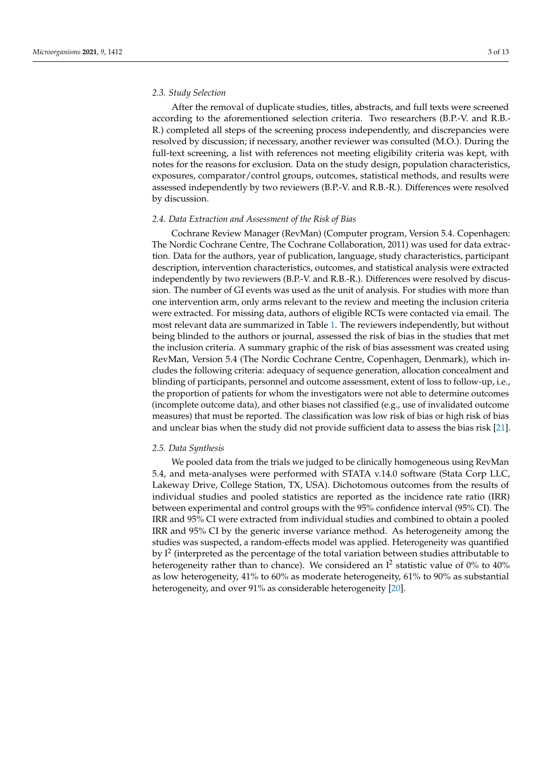### 2.3. Study Selection

After the removal of duplicate studies, titles, abstracts, and full texts were screened according to the aforementioned selection criteria. Two researchers (B.P.-V. and R.B.-R.) completed all steps of the screening process independently, and discrepancies were resolved by discussion; if necessary, another reviewer was consulted (M.O.). During the full-text screening, a list with references not meeting eligibility criteria was kept, with notes for the reasons for exclusion. Data on the study design, population characteristics, exposures, comparator/control groups, outcomes, statistical methods, and results were assessed independently by two reviewers (B.P.-V. and R.B.-R.). Differences were resolved by discussion.

### 2.4. Data Extraction and Assessment of the Risk of Bias

Cochrane Review Manager (RevMan) (Computer program, Version 5.4. Copenhagen: The Nordic Cochrane Centre, The Cochrane Collaboration, 2011) was used for data extraction. Data for the authors, year of publication, language, study characteristics, participant description, intervention characteristics, outcomes, and statistical analysis were extracted independently by two reviewers (B.P.-V. and R.B.-R.). Differences were resolved by discussion. The number of GI events was used as the unit of analysis. For studies with more than one intervention arm, only arms relevant to the review and meeting the inclusion criteria were extracted. For missing data, authors of eligible RCTs were contacted via email. The most relevant data are summarized in Table 1. The reviewers independently, but without being blinded to the authors or journal, assessed the risk of bias in the studies that met the inclusion criteria. A summary graphic of the risk of bias assessment was created using RevMan, Version 5.4 (The Nordic Cochrane Centre, Copenhagen, Denmark), which includes the following criteria: adequacy of sequence generation, allocation concealment and blinding of participants, personnel and outcome assessment, extent of loss to follow-up, i.e., the proportion of patients for whom the investigators were not able to determine outcomes (incomplete outcome data), and other biases not classified (e.g., use of invalidated outcome measures) that must be reported. The classification was low risk of bias or high risk of bias and unclear bias when the study did not provide sufficient data to assess the bias risk [21].

### 2.5. Data Synthesis

We pooled data from the trials we judged to be clinically homogeneous using RevMan 5.4, and meta-analyses were performed with STATA v.14.0 software (Stata Corp LLC, Lakeway Drive, College Station, TX, USA). Dichotomous outcomes from the results of individual studies and pooled statistics are reported as the incidence rate ratio (IRR) between experimental and control groups with the 95% confidence interval (95% CI). The IRR and 95% CI were extracted from individual studies and combined to obtain a pooled IRR and 95% CI by the generic inverse variance method. As heterogeneity among the studies was suspected, a random-effects model was applied. Heterogeneity was quantified by $I^2$ (interpreted as the percentage of the total variation between studies attributable to heterogeneity rather than to chance). We considered an $I^2$ statistic value of 0% to 40% as low heterogeneity, 41% to 60% as moderate heterogeneity, 61% to 90% as substantial heterogeneity, and over 91% as considerable heterogeneity [20].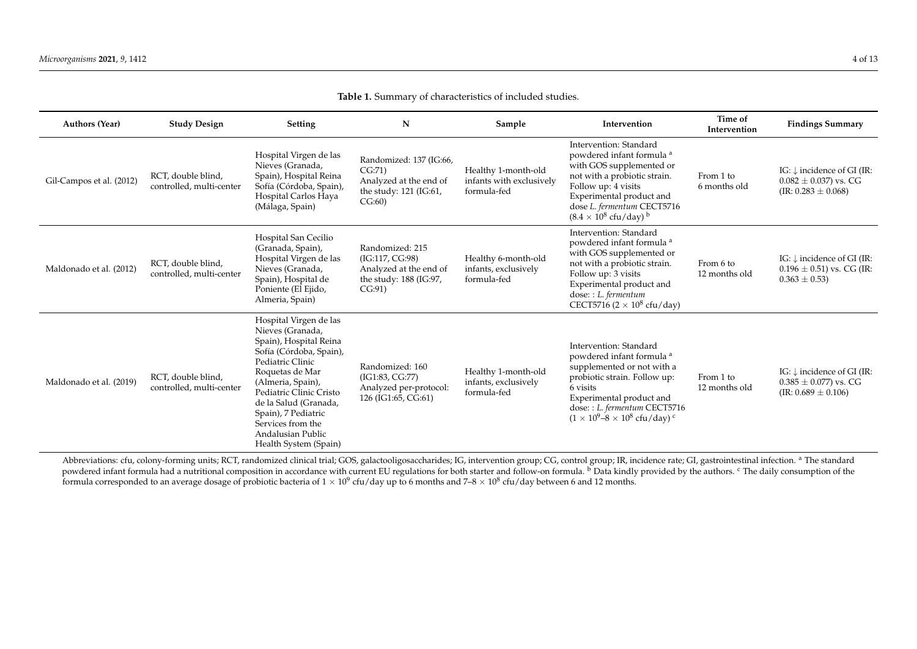**Table 1.** Summary of characteristics of included studies.

| Authors (Year) | Study Design | Setting | N | Sample | Intervention | Time of Intervention | Findings Summary |
|---|---|---|---|---|---|---|---|
| Gil-Campos et al. (2012) | RCT, double blind, controlled, multi-center | Hospital Virgen de las Nieves (Granada, Spain), Hospital Reina Sofía (Córdoba, Spain), Hospital Carlos Haya (Málaga, Spain) | Randomized: 137 (IG:66, CG:71) Analyzed at the end of the study: 121 (IG:61, CG:60) | Healthy 1-month-old infants with exclusively formula-fed | Intervention: Standard powdered infant formula [a] with GOS supplemented or not with a probiotic strain. Follow up: 4 visits Experimental product and dose *L. fermentum* CECT5716 ($8.4 \times 10^8$ cfu/day) [b] | From 1 to 6 months old | IG: ↓ incidence of GI (IR: $0.082 \pm 0.037$) vs. CG (IR: $0.283 \pm 0.068$) |
| Maldonado et al. (2012) | RCT, double blind, controlled, multi-center | Hospital San Cecilio (Granada, Spain), Hospital Virgen de las Nieves (Granada, Spain), Hospital de Poniente (El Ejido, Almeria, Spain) | Randomized: 215 (IG:117, CG:98) Analyzed at the end of the study: 188 (IG:97, CG:91) | Healthy 6-month-old infants, exclusively formula-fed | Intervention: Standard powdered infant formula [a] with GOS supplemented or not with a probiotic strain. Follow up: 3 visits Experimental product and dose: : *L. fermentum* CECT5716 ($2 \times 10^8$ cfu/day) | From 6 to 12 months old | IG: ↓ incidence of GI (IR: $0.196 \pm 0.51$) vs. CG (IR: $0.363 \pm 0.53$) |
| Maldonado et al. (2019) | RCT, double blind, controlled, multi-center | Hospital Virgen de las Nieves (Granada, Spain), Hospital Reina Sofía (Córdoba, Spain), Pediatric Clinic Roquetas de Mar (Almeria, Spain), Pediatric Clinic Cristo de la Salud (Granada, Spain), 7 Pediatric Services from the Andalusian Public Health System (Spain) | Randomized: 160 (IG1:83, CG:77) Analyzed per-protocol: 126 (IG1:65, CG:61) | Healthy 1-month-old infants, exclusively formula-fed | Intervention: Standard powdered infant formula [a] supplemented or not with a probiotic strain. Follow up: 6 visits Experimental product and dose: : *L. fermentum* CECT5716 ($1 \times 10^9$–$8 \times 10^8$ cfu/day) [c] | From 1 to 12 months old | IG: ↓ incidence of GI (IR: $0.385 \pm 0.077$) vs. CG (IR: $0.689 \pm 0.106$) |

Abbreviations: cfu, colony-forming units; RCT, randomized clinical trial; GOS, galactooligosaccharides; IG, intervention group; CG, control group; IR, incidence rate; GI, gastrointestinal infection. [a] The standard powdered infant formula had a nutritional composition in accordance with current EU regulations for both starter and follow-on formula. [b] Data kindly provided by the authors. [c] The daily consumption of the formula corresponded to an average dosage of probiotic bacteria of $1 \times 10^9$ cfu/day up to 6 months and $7–8 \times 10^8$ cfu/day between 6 and 12 months.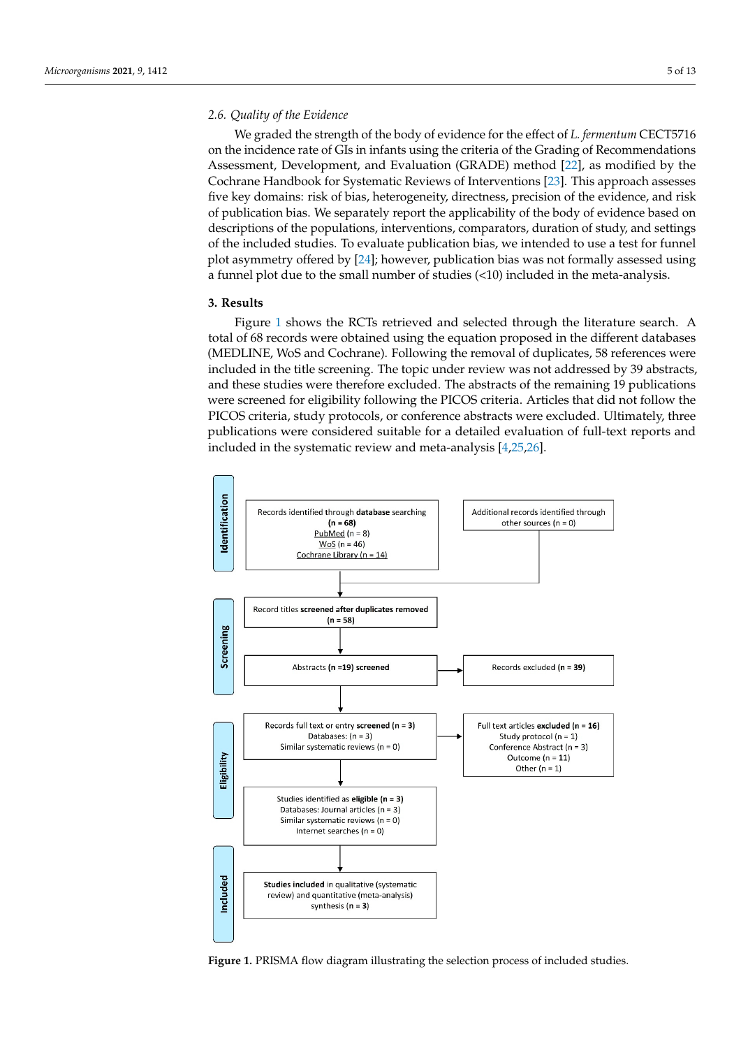### 2.6. Quality of the Evidence

We graded the strength of the body of evidence for the effect of *L. fermentum* CECT5716 on the incidence rate of GIs in infants using the criteria of the Grading of Recommendations Assessment, Development, and Evaluation (GRADE) method [22], as modified by the Cochrane Handbook for Systematic Reviews of Interventions [23]. This approach assesses five key domains: risk of bias, heterogeneity, directness, precision of the evidence, and risk of publication bias. We separately report the applicability of the body of evidence based on descriptions of the populations, interventions, comparators, duration of study, and settings of the included studies. To evaluate publication bias, we intended to use a test for funnel plot asymmetry offered by [24]; however, publication bias was not formally assessed using a funnel plot due to the small number of studies (<10) included in the meta-analysis.

## 3. Results

Figure 1 shows the RCTs retrieved and selected through the literature search. A total of 68 records were obtained using the equation proposed in the different databases (MEDLINE, WoS and Cochrane). Following the removal of duplicates, 58 references were included in the title screening. The topic under review was not addressed by 39 abstracts, and these studies were therefore excluded. The abstracts of the remaining 19 publications were screened for eligibility following the PICOS criteria. Articles that did not follow the PICOS criteria, study protocols, or conference abstracts were excluded. Ultimately, three publications were considered suitable for a detailed evaluation of full-text reports and included in the systematic review and meta-analysis [4,25,26].

Identification

Records identified through **database** searching **(n = 68)**
PubMed (n = 8)
WoS (n = 46)
Cochrane Library (n = 14)

Additional records identified through other sources (n = 0)

Screening

Record titles **screened after duplicates removed (n = 58)**

Abstracts **(n =19) screened**

Records excluded **(n = 39)**

Eligibility

Records full text or entry **screened (n = 3)**
Databases: (n = 3)
Similar systematic reviews (n = 0)

Full text articles **excluded (n = 16)**
Study protocol (n = 1)
Conference Abstract (n = 3)
Outcome (n = 11)
Other (n = 1)

Studies identified as **eligible (n = 3)**
Databases: Journal articles (n = 3)
Similar systematic reviews (n = 0)
Internet searches (n = 0)

Included

**Studies included** in qualitative (systematic review) and quantitative (meta-analysis) synthesis (**n = 3**)

**Figure 1.** PRISMA flow diagram illustrating the selection process of included studies.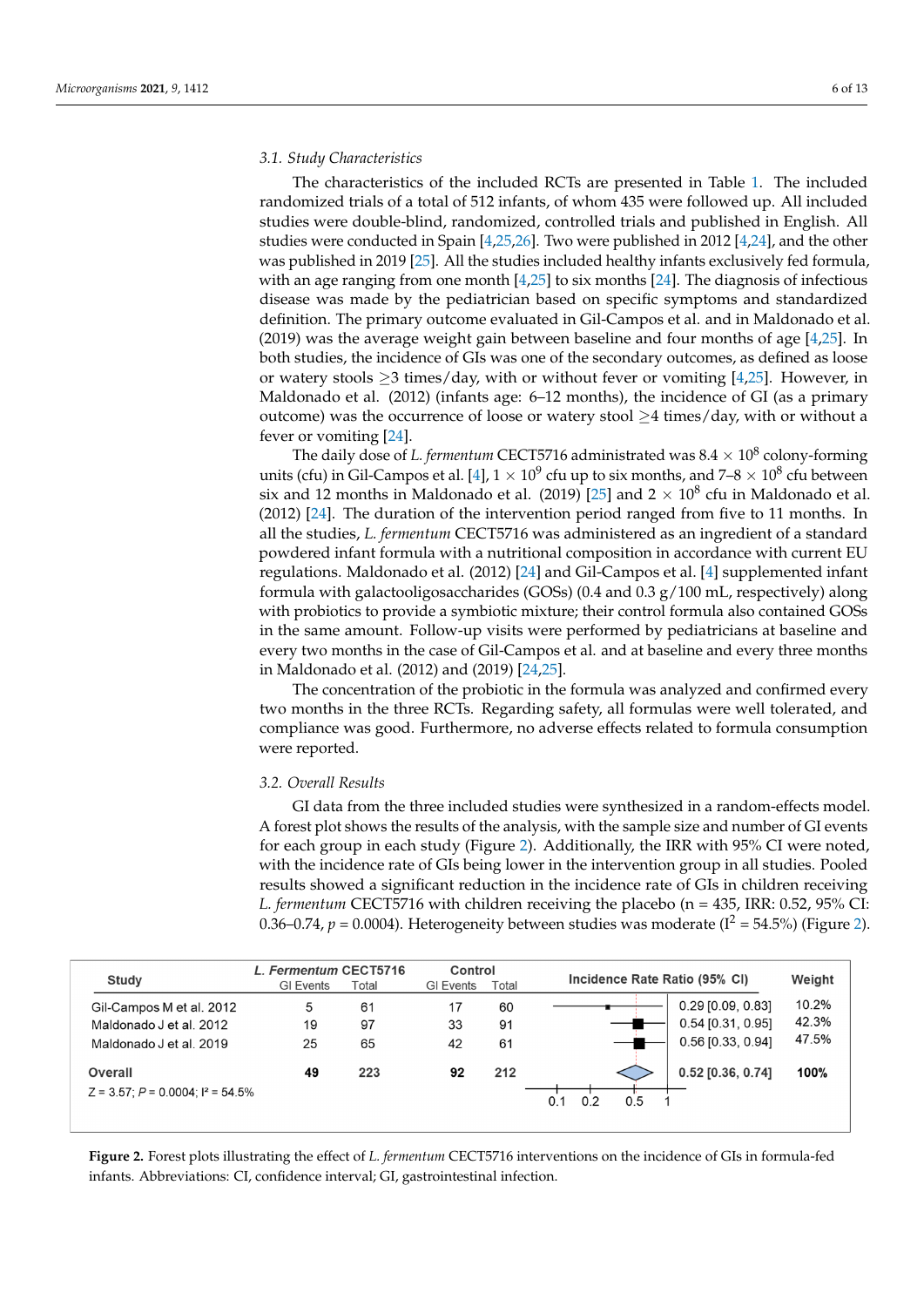### 3.1. Study Characteristics

The characteristics of the included RCTs are presented in Table 1. The included randomized trials of a total of 512 infants, of whom 435 were followed up. All included studies were double-blind, randomized, controlled trials and published in English. All studies were conducted in Spain [4,25,26]. Two were published in 2012 [4,24], and the other was published in 2019 [25]. All the studies included healthy infants exclusively fed formula, with an age ranging from one month [4,25] to six months [24]. The diagnosis of infectious disease was made by the pediatrician based on specific symptoms and standardized definition. The primary outcome evaluated in Gil-Campos et al. and in Maldonado et al. (2019) was the average weight gain between baseline and four months of age [4,25]. In both studies, the incidence of GIs was one of the secondary outcomes, as defined as loose or watery stools ≥3 times/day, with or without fever or vomiting [4,25]. However, in Maldonado et al. (2012) (infants age: 6–12 months), the incidence of GI (as a primary outcome) was the occurrence of loose or watery stool ≥4 times/day, with or without a fever or vomiting [24].

The daily dose of *L. fermentum* CECT5716 administrated was $8.4 \times 10^8$ colony-forming units (cfu) in Gil-Campos et al. [4], $1 \times 10^9$ cfu up to six months, and 7–$8 \times 10^8$ cfu between six and 12 months in Maldonado et al. (2019) [25] and $2 \times 10^8$ cfu in Maldonado et al. (2012) [24]. The duration of the intervention period ranged from five to 11 months. In all the studies, *L. fermentum* CECT5716 was administered as an ingredient of a standard powdered infant formula with a nutritional composition in accordance with current EU regulations. Maldonado et al. (2012) [24] and Gil-Campos et al. [4] supplemented infant formula with galactooligosaccharides (GOSs) (0.4 and 0.3 g/100 mL, respectively) along with probiotics to provide a symbiotic mixture; their control formula also contained GOSs in the same amount. Follow-up visits were performed by pediatricians at baseline and every two months in the case of Gil-Campos et al. and at baseline and every three months in Maldonado et al. (2012) and (2019) [24,25].

The concentration of the probiotic in the formula was analyzed and confirmed every two months in the three RCTs. Regarding safety, all formulas were well tolerated, and compliance was good. Furthermore, no adverse effects related to formula consumption were reported.

### 3.2. Overall Results

GI data from the three included studies were synthesized in a random-effects model. A forest plot shows the results of the analysis, with the sample size and number of GI events for each group in each study (Figure 2). Additionally, the IRR with 95% CI were noted, with the incidence rate of GIs being lower in the intervention group in all studies. Pooled results showed a significant reduction in the incidence rate of GIs in children receiving *L. fermentum* CECT5716 with children receiving the placebo (n = 435, IRR: 0.52, 95% CI: 0.36–0.74, $p = 0.0004$). Heterogeneity between studies was moderate ($I^2 = 54.5\%$) (Figure 2).

Study
L. Fermentum CECT5716 — GI Events, Total
Control — GI Events, Total
Incidence Rate Ratio (95% CI)
Weight

Gil-Campos M et al. 2012 — 5, 61 — 17, 60 — 0.29 [0.09, 0.83] — 10.2%
Maldonado J et al. 2012 — 19, 97 — 33, 91 — 0.54 [0.31, 0.95] — 42.3%
Maldonado J et al. 2019 — 25, 65 — 42, 61 — 0.56 [0.33, 0.94] — 47.5%

Overall — 49, 223 — 92, 212 — 0.52 [0.36, 0.74] — 100%

Z = 3.57; P = 0.0004; I² = 54.5%

0.1 0.2 0.5 1

**Figure 2.** Forest plots illustrating the effect of *L. fermentum* CECT5716 interventions on the incidence of GIs in formula-fed infants. Abbreviations: CI, confidence interval; GI, gastrointestinal infection.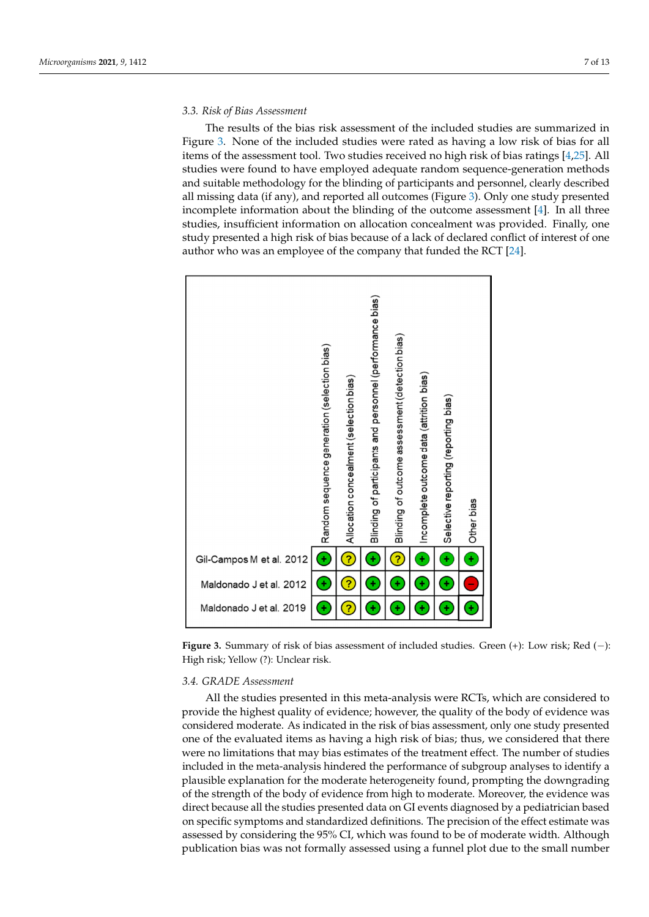### 3.3. Risk of Bias Assessment

The results of the bias risk assessment of the included studies are summarized in Figure 3. None of the included studies were rated as having a low risk of bias for all items of the assessment tool. Two studies received no high risk of bias ratings [4,25]. All studies were found to have employed adequate random sequence-generation methods and suitable methodology for the blinding of participants and personnel, clearly described all missing data (if any), and reported all outcomes (Figure 3). Only one study presented incomplete information about the blinding of the outcome assessment [4]. In all three studies, insufficient information on allocation concealment was provided. Finally, one study presented a high risk of bias because of a lack of declared conflict of interest of one author who was an employee of the company that funded the RCT [24].

Random sequence generation (selection bias)
Allocation concealment (selection bias)
Blinding of participants and personnel (performance bias)
Blinding of outcome assessment (detection bias)
Incomplete outcome data (attrition bias)
Selective reporting (reporting bias)
Other bias

Gil-Campos M et al. 2012 + ? + ? + + +
Maldonado J et al. 2012 + ? + + + + −
Maldonado J et al. 2019 + ? + + + + +

**Figure 3.** Summary of risk of bias assessment of included studies. Green (+): Low risk; Red (−): High risk; Yellow (?): Unclear risk.

### 3.4. GRADE Assessment

All the studies presented in this meta-analysis were RCTs, which are considered to provide the highest quality of evidence; however, the quality of the body of evidence was considered moderate. As indicated in the risk of bias assessment, only one study presented one of the evaluated items as having a high risk of bias; thus, we considered that there were no limitations that may bias estimates of the treatment effect. The number of studies included in the meta-analysis hindered the performance of subgroup analyses to identify a plausible explanation for the moderate heterogeneity found, prompting the downgrading of the strength of the body of evidence from high to moderate. Moreover, the evidence was direct because all the studies presented data on GI events diagnosed by a pediatrician based on specific symptoms and standardized definitions. The precision of the effect estimate was assessed by considering the 95% CI, which was found to be of moderate width. Although publication bias was not formally assessed using a funnel plot due to the small number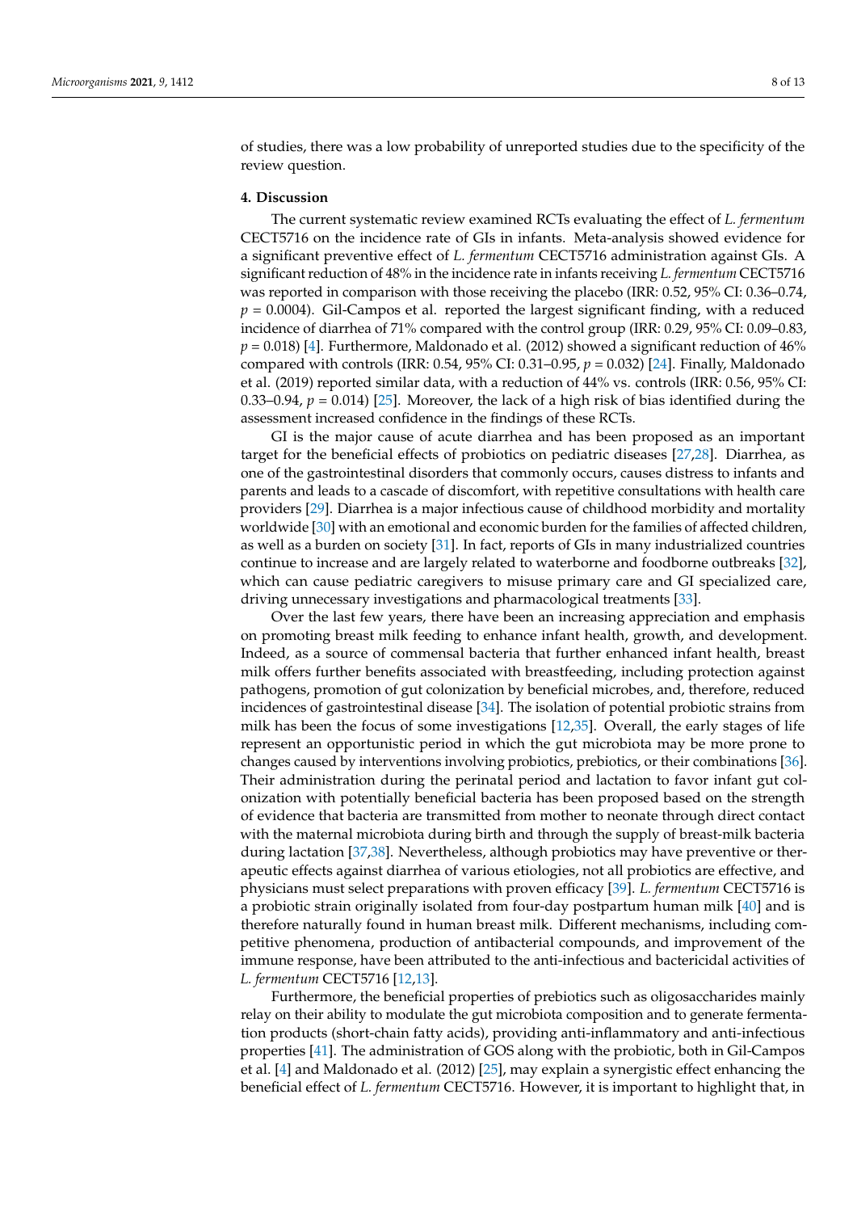of studies, there was a low probability of unreported studies due to the specificity of the review question.

## 4. Discussion

The current systematic review examined RCTs evaluating the effect of *L. fermentum* CECT5716 on the incidence rate of GIs in infants. Meta-analysis showed evidence for a significant preventive effect of *L. fermentum* CECT5716 administration against GIs. A significant reduction of 48% in the incidence rate in infants receiving *L. fermentum* CECT5716 was reported in comparison with those receiving the placebo (IRR: 0.52, 95% CI: 0.36–0.74, $p = 0.0004$). Gil-Campos et al. reported the largest significant finding, with a reduced incidence of diarrhea of 71% compared with the control group (IRR: 0.29, 95% CI: 0.09–0.83, $p = 0.018$) [4]. Furthermore, Maldonado et al. (2012) showed a significant reduction of 46% compared with controls (IRR: 0.54, 95% CI: 0.31–0.95, $p = 0.032$) [24]. Finally, Maldonado et al. (2019) reported similar data, with a reduction of 44% vs. controls (IRR: 0.56, 95% CI: 0.33–0.94, $p = 0.014$) [25]. Moreover, the lack of a high risk of bias identified during the assessment increased confidence in the findings of these RCTs.

GI is the major cause of acute diarrhea and has been proposed as an important target for the beneficial effects of probiotics on pediatric diseases [27,28]. Diarrhea, as one of the gastrointestinal disorders that commonly occurs, causes distress to infants and parents and leads to a cascade of discomfort, with repetitive consultations with health care providers [29]. Diarrhea is a major infectious cause of childhood morbidity and mortality worldwide [30] with an emotional and economic burden for the families of affected children, as well as a burden on society [31]. In fact, reports of GIs in many industrialized countries continue to increase and are largely related to waterborne and foodborne outbreaks [32], which can cause pediatric caregivers to misuse primary care and GI specialized care, driving unnecessary investigations and pharmacological treatments [33].

Over the last few years, there have been an increasing appreciation and emphasis on promoting breast milk feeding to enhance infant health, growth, and development. Indeed, as a source of commensal bacteria that further enhanced infant health, breast milk offers further benefits associated with breastfeeding, including protection against pathogens, promotion of gut colonization by beneficial microbes, and, therefore, reduced incidences of gastrointestinal disease [34]. The isolation of potential probiotic strains from milk has been the focus of some investigations [12,35]. Overall, the early stages of life represent an opportunistic period in which the gut microbiota may be more prone to changes caused by interventions involving probiotics, prebiotics, or their combinations [36]. Their administration during the perinatal period and lactation to favor infant gut colonization with potentially beneficial bacteria has been proposed based on the strength of evidence that bacteria are transmitted from mother to neonate through direct contact with the maternal microbiota during birth and through the supply of breast-milk bacteria during lactation [37,38]. Nevertheless, although probiotics may have preventive or therapeutic effects against diarrhea of various etiologies, not all probiotics are effective, and physicians must select preparations with proven efficacy [39]. *L. fermentum* CECT5716 is a probiotic strain originally isolated from four-day postpartum human milk [40] and is therefore naturally found in human breast milk. Different mechanisms, including competitive phenomena, production of antibacterial compounds, and improvement of the immune response, have been attributed to the anti-infectious and bactericidal activities of *L. fermentum* CECT5716 [12,13].

Furthermore, the beneficial properties of prebiotics such as oligosaccharides mainly relay on their ability to modulate the gut microbiota composition and to generate fermentation products (short-chain fatty acids), providing anti-inflammatory and anti-infectious properties [41]. The administration of GOS along with the probiotic, both in Gil-Campos et al. [4] and Maldonado et al. (2012) [25], may explain a synergistic effect enhancing the beneficial effect of *L. fermentum* CECT5716. However, it is important to highlight that, in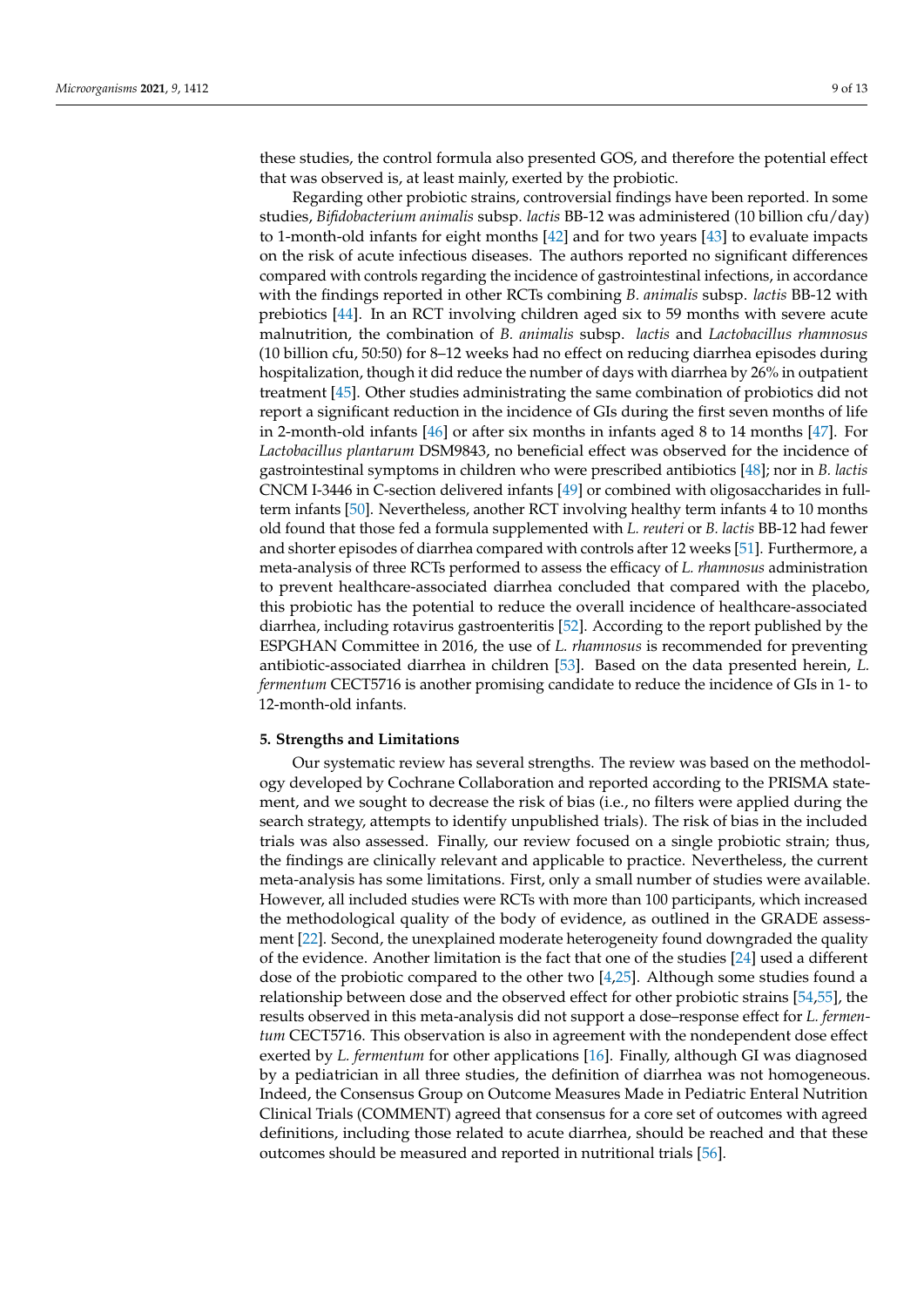these studies, the control formula also presented GOS, and therefore the potential effect that was observed is, at least mainly, exerted by the probiotic.

Regarding other probiotic strains, controversial findings have been reported. In some studies, *Bifidobacterium animalis* subsp. *lactis* BB-12 was administered (10 billion cfu/day) to 1-month-old infants for eight months [42] and for two years [43] to evaluate impacts on the risk of acute infectious diseases. The authors reported no significant differences compared with controls regarding the incidence of gastrointestinal infections, in accordance with the findings reported in other RCTs combining *B. animalis* subsp. *lactis* BB-12 with prebiotics [44]. In an RCT involving children aged six to 59 months with severe acute malnutrition, the combination of *B. animalis* subsp. *lactis* and *Lactobacillus rhamnosus* (10 billion cfu, 50:50) for 8–12 weeks had no effect on reducing diarrhea episodes during hospitalization, though it did reduce the number of days with diarrhea by 26% in outpatient treatment [45]. Other studies administrating the same combination of probiotics did not report a significant reduction in the incidence of GIs during the first seven months of life in 2-month-old infants [46] or after six months in infants aged 8 to 14 months [47]. For *Lactobacillus plantarum* DSM9843, no beneficial effect was observed for the incidence of gastrointestinal symptoms in children who were prescribed antibiotics [48]; nor in *B. lactis* CNCM I-3446 in C-section delivered infants [49] or combined with oligosaccharides in full-term infants [50]. Nevertheless, another RCT involving healthy term infants 4 to 10 months old found that those fed a formula supplemented with *L. reuteri* or *B. lactis* BB-12 had fewer and shorter episodes of diarrhea compared with controls after 12 weeks [51]. Furthermore, a meta-analysis of three RCTs performed to assess the efficacy of *L. rhamnosus* administration to prevent healthcare-associated diarrhea concluded that compared with the placebo, this probiotic has the potential to reduce the overall incidence of healthcare-associated diarrhea, including rotavirus gastroenteritis [52]. According to the report published by the ESPGHAN Committee in 2016, the use of *L. rhamnosus* is recommended for preventing antibiotic-associated diarrhea in children [53]. Based on the data presented herein, *L. fermentum* CECT5716 is another promising candidate to reduce the incidence of GIs in 1- to 12-month-old infants.

## 5. Strengths and Limitations

Our systematic review has several strengths. The review was based on the methodology developed by Cochrane Collaboration and reported according to the PRISMA statement, and we sought to decrease the risk of bias (i.e., no filters were applied during the search strategy, attempts to identify unpublished trials). The risk of bias in the included trials was also assessed. Finally, our review focused on a single probiotic strain; thus, the findings are clinically relevant and applicable to practice. Nevertheless, the current meta-analysis has some limitations. First, only a small number of studies were available. However, all included studies were RCTs with more than 100 participants, which increased the methodological quality of the body of evidence, as outlined in the GRADE assessment [22]. Second, the unexplained moderate heterogeneity found downgraded the quality of the evidence. Another limitation is the fact that one of the studies [24] used a different dose of the probiotic compared to the other two [4,25]. Although some studies found a relationship between dose and the observed effect for other probiotic strains [54,55], the results observed in this meta-analysis did not support a dose–response effect for *L. fermentum* CECT5716. This observation is also in agreement with the nondependent dose effect exerted by *L. fermentum* for other applications [16]. Finally, although GI was diagnosed by a pediatrician in all three studies, the definition of diarrhea was not homogeneous. Indeed, the Consensus Group on Outcome Measures Made in Pediatric Enteral Nutrition Clinical Trials (COMMENT) agreed that consensus for a core set of outcomes with agreed definitions, including those related to acute diarrhea, should be reached and that these outcomes should be measured and reported in nutritional trials [56].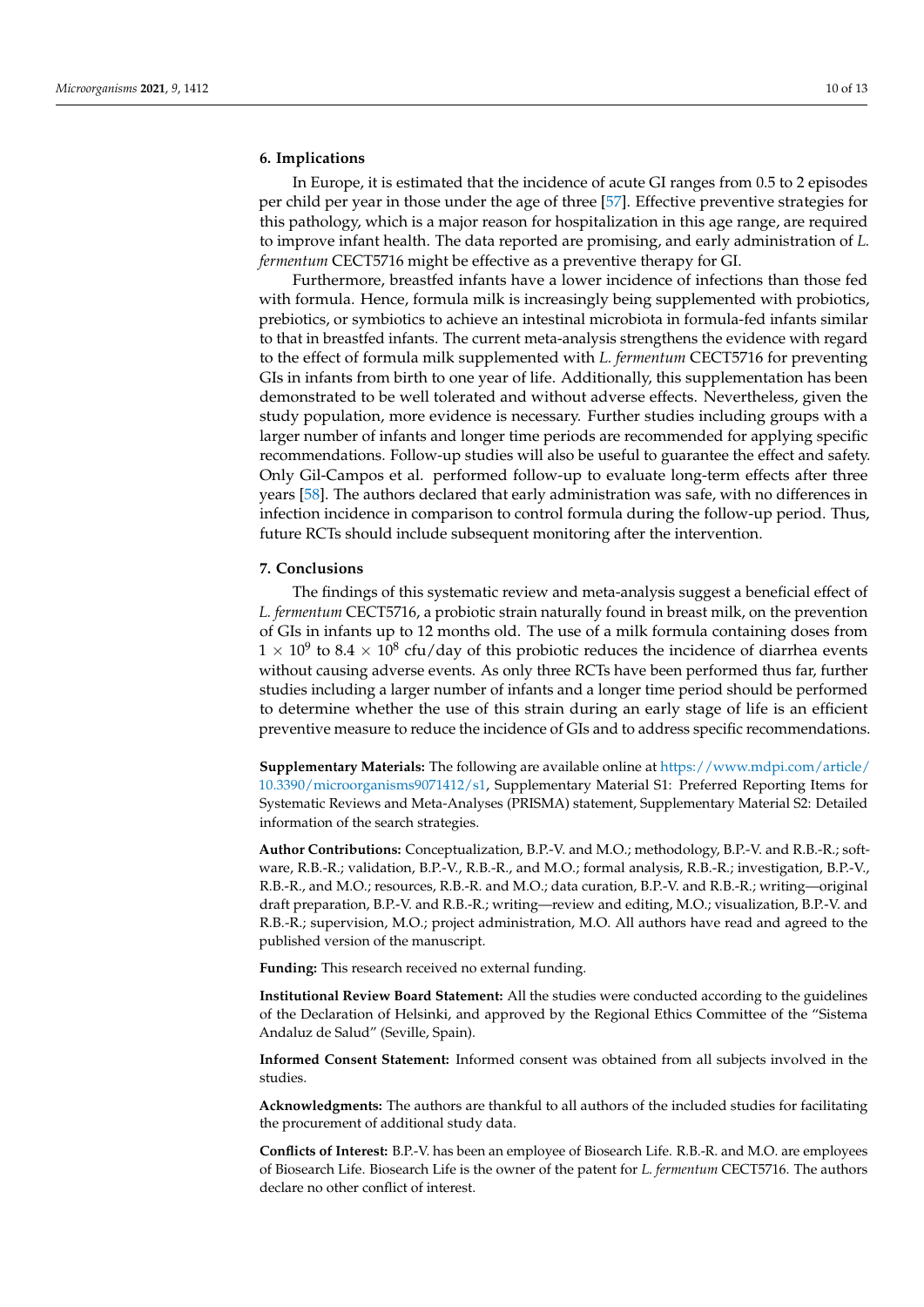## 6. Implications

In Europe, it is estimated that the incidence of acute GI ranges from 0.5 to 2 episodes per child per year in those under the age of three [57]. Effective preventive strategies for this pathology, which is a major reason for hospitalization in this age range, are required to improve infant health. The data reported are promising, and early administration of *L. fermentum* CECT5716 might be effective as a preventive therapy for GI.

Furthermore, breastfed infants have a lower incidence of infections than those fed with formula. Hence, formula milk is increasingly being supplemented with probiotics, prebiotics, or symbiotics to achieve an intestinal microbiota in formula-fed infants similar to that in breastfed infants. The current meta-analysis strengthens the evidence with regard to the effect of formula milk supplemented with *L. fermentum* CECT5716 for preventing GIs in infants from birth to one year of life. Additionally, this supplementation has been demonstrated to be well tolerated and without adverse effects. Nevertheless, given the study population, more evidence is necessary. Further studies including groups with a larger number of infants and longer time periods are recommended for applying specific recommendations. Follow-up studies will also be useful to guarantee the effect and safety. Only Gil-Campos et al. performed follow-up to evaluate long-term effects after three years [58]. The authors declared that early administration was safe, with no differences in infection incidence in comparison to control formula during the follow-up period. Thus, future RCTs should include subsequent monitoring after the intervention.

## 7. Conclusions

The findings of this systematic review and meta-analysis suggest a beneficial effect of *L. fermentum* CECT5716, a probiotic strain naturally found in breast milk, on the prevention of GIs in infants up to 12 months old. The use of a milk formula containing doses from $1 \times 10^9$ to $8.4 \times 10^8$ cfu/day of this probiotic reduces the incidence of diarrhea events without causing adverse events. As only three RCTs have been performed thus far, further studies including a larger number of infants and a longer time period should be performed to determine whether the use of this strain during an early stage of life is an efficient preventive measure to reduce the incidence of GIs and to address specific recommendations.

**Supplementary Materials:** The following are available online at https://www.mdpi.com/article/10.3390/microorganisms9071412/s1, Supplementary Material S1: Preferred Reporting Items for Systematic Reviews and Meta-Analyses (PRISMA) statement, Supplementary Material S2: Detailed information of the search strategies.

**Author Contributions:** Conceptualization, B.P.-V. and M.O.; methodology, B.P.-V. and R.B.-R.; software, R.B.-R.; validation, B.P.-V., R.B.-R., and M.O.; formal analysis, R.B.-R.; investigation, B.P.-V., R.B.-R., and M.O.; resources, R.B.-R. and M.O.; data curation, B.P.-V. and R.B.-R.; writing—original draft preparation, B.P.-V. and R.B.-R.; writing—review and editing, M.O.; visualization, B.P.-V. and R.B.-R.; supervision, M.O.; project administration, M.O. All authors have read and agreed to the published version of the manuscript.

**Funding:** This research received no external funding.

**Institutional Review Board Statement:** All the studies were conducted according to the guidelines of the Declaration of Helsinki, and approved by the Regional Ethics Committee of the "Sistema Andaluz de Salud" (Seville, Spain).

**Informed Consent Statement:** Informed consent was obtained from all subjects involved in the studies.

**Acknowledgments:** The authors are thankful to all authors of the included studies for facilitating the procurement of additional study data.

**Conflicts of Interest:** B.P.-V. has been an employee of Biosearch Life. R.B.-R. and M.O. are employees of Biosearch Life. Biosearch Life is the owner of the patent for *L. fermentum* CECT5716. The authors declare no other conflict of interest.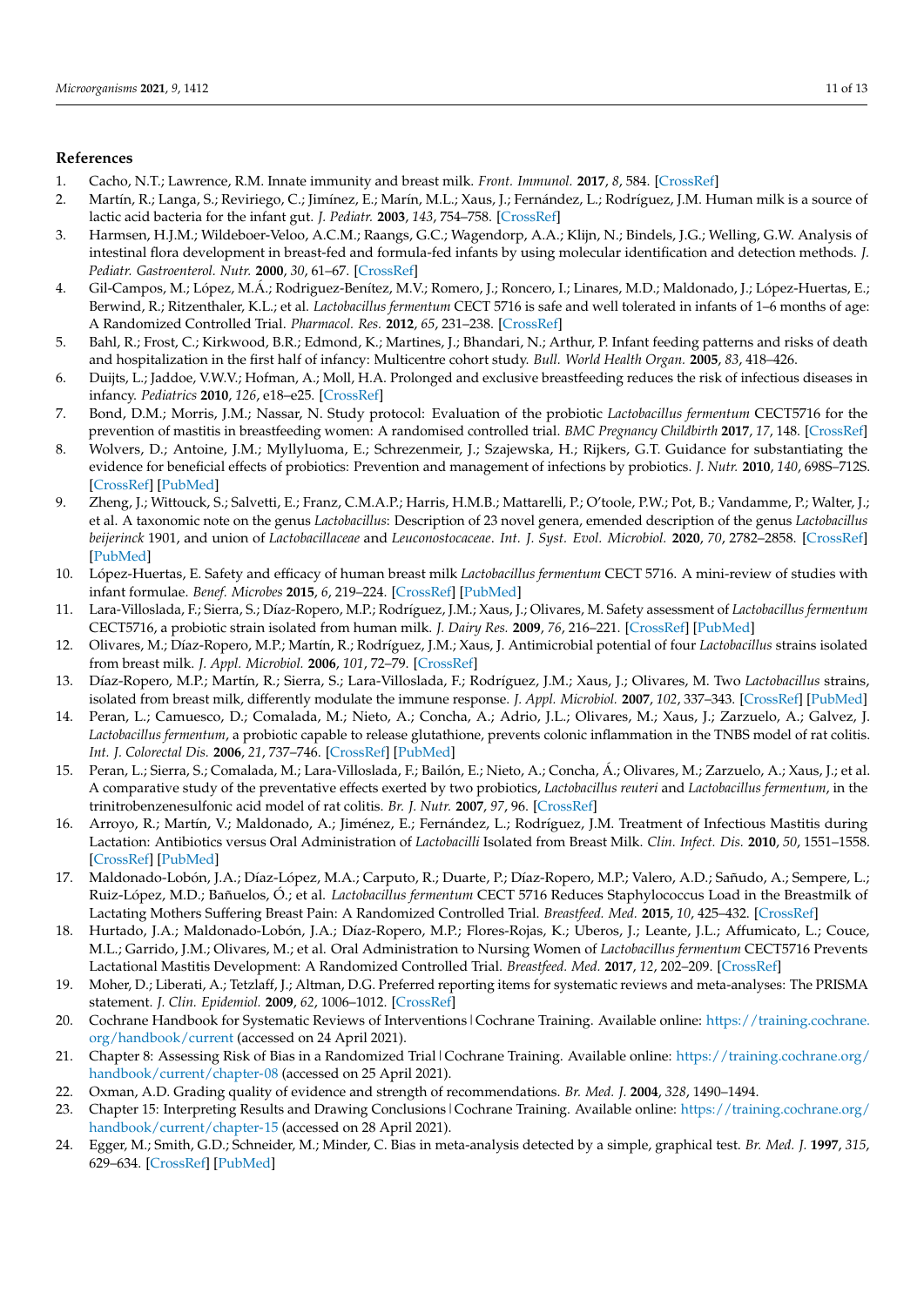## References

1. Cacho, N.T.; Lawrence, R.M. Innate immunity and breast milk. *Front. Immunol.* **2017**, *8*, 584. [CrossRef]
2. Martín, R.; Langa, S.; Reviriego, C.; Jimínez, E.; Marín, M.L.; Xaus, J.; Fernández, L.; Rodríguez, J.M. Human milk is a source of lactic acid bacteria for the infant gut. *J. Pediatr.* **2003**, *143*, 754–758. [CrossRef]
3. Harmsen, H.J.M.; Wildeboer-Veloo, A.C.M.; Raangs, G.C.; Wagendorp, A.A.; Klijn, N.; Bindels, J.G.; Welling, G.W. Analysis of intestinal flora development in breast-fed and formula-fed infants by using molecular identification and detection methods. *J. Pediatr. Gastroenterol. Nutr.* **2000**, *30*, 61–67. [CrossRef]
4. Gil-Campos, M.; López, M.Á.; Rodriguez-Benítez, M.V.; Romero, J.; Roncero, I.; Linares, M.D.; Maldonado, J.; López-Huertas, E.; Berwind, R.; Ritzenthaler, K.L.; et al. *Lactobacillus fermentum* CECT 5716 is safe and well tolerated in infants of 1–6 months of age: A Randomized Controlled Trial. *Pharmacol. Res.* **2012**, *65*, 231–238. [CrossRef]
5. Bahl, R.; Frost, C.; Kirkwood, B.R.; Edmond, K.; Martines, J.; Bhandari, N.; Arthur, P. Infant feeding patterns and risks of death and hospitalization in the first half of infancy: Multicentre cohort study. *Bull. World Health Organ.* **2005**, *83*, 418–426.
6. Duijts, L.; Jaddoe, V.W.V.; Hofman, A.; Moll, H.A. Prolonged and exclusive breastfeeding reduces the risk of infectious diseases in infancy. *Pediatrics* **2010**, *126*, e18–e25. [CrossRef]
7. Bond, D.M.; Morris, J.M.; Nassar, N. Study protocol: Evaluation of the probiotic *Lactobacillus fermentum* CECT5716 for the prevention of mastitis in breastfeeding women: A randomised controlled trial. *BMC Pregnancy Childbirth* **2017**, *17*, 148. [CrossRef]
8. Wolvers, D.; Antoine, J.M.; Myllyluoma, E.; Schrezenmeir, J.; Szajewska, H.; Rijkers, G.T. Guidance for substantiating the evidence for beneficial effects of probiotics: Prevention and management of infections by probiotics. *J. Nutr.* **2010**, *140*, 698S–712S. [CrossRef] [PubMed]
9. Zheng, J.; Wittouck, S.; Salvetti, E.; Franz, C.M.A.P.; Harris, H.M.B.; Mattarelli, P.; O'toole, P.W.; Pot, B.; Vandamme, P.; Walter, J.; et al. A taxonomic note on the genus *Lactobacillus*: Description of 23 novel genera, emended description of the genus *Lactobacillus beijerinck* 1901, and union of *Lactobacillaceae* and *Leuconostocaceae*. *Int. J. Syst. Evol. Microbiol.* **2020**, *70*, 2782–2858. [CrossRef] [PubMed]
10. López-Huertas, E. Safety and efficacy of human breast milk *Lactobacillus fermentum* CECT 5716. A mini-review of studies with infant formulae. *Benef. Microbes* **2015**, *6*, 219–224. [CrossRef] [PubMed]
11. Lara-Villoslada, F.; Sierra, S.; Díaz-Ropero, M.P.; Rodríguez, J.M.; Xaus, J.; Olivares, M. Safety assessment of *Lactobacillus fermentum* CECT5716, a probiotic strain isolated from human milk. *J. Dairy Res.* **2009**, *76*, 216–221. [CrossRef] [PubMed]
12. Olivares, M.; Díaz-Ropero, M.P.; Martín, R.; Rodríguez, J.M.; Xaus, J. Antimicrobial potential of four *Lactobacillus* strains isolated from breast milk. *J. Appl. Microbiol.* **2006**, *101*, 72–79. [CrossRef]
13. Díaz-Ropero, M.P.; Martín, R.; Sierra, S.; Lara-Villoslada, F.; Rodríguez, J.M.; Xaus, J.; Olivares, M. Two *Lactobacillus* strains, isolated from breast milk, differently modulate the immune response. *J. Appl. Microbiol.* **2007**, *102*, 337–343. [CrossRef] [PubMed]
14. Peran, L.; Camuesco, D.; Comalada, M.; Nieto, A.; Concha, A.; Adrio, J.L.; Olivares, M.; Xaus, J.; Zarzuelo, A.; Galvez, J. *Lactobacillus fermentum*, a probiotic capable to release glutathione, prevents colonic inflammation in the TNBS model of rat colitis. *Int. J. Colorectal Dis.* **2006**, *21*, 737–746. [CrossRef] [PubMed]
15. Peran, L.; Sierra, S.; Comalada, M.; Lara-Villoslada, F.; Bailón, E.; Nieto, A.; Concha, Á.; Olivares, M.; Zarzuelo, A.; Xaus, J.; et al. A comparative study of the preventative effects exerted by two probiotics, *Lactobacillus reuteri* and *Lactobacillus fermentum*, in the trinitrobenzenesulfonic acid model of rat colitis. *Br. J. Nutr.* **2007**, *97*, 96. [CrossRef]
16. Arroyo, R.; Martín, V.; Maldonado, A.; Jiménez, E.; Fernández, L.; Rodríguez, J.M. Treatment of Infectious Mastitis during Lactation: Antibiotics versus Oral Administration of *Lactobacilli* Isolated from Breast Milk. *Clin. Infect. Dis.* **2010**, *50*, 1551–1558. [CrossRef] [PubMed]
17. Maldonado-Lobón, J.A.; Díaz-López, M.A.; Carputo, R.; Duarte, P.; Díaz-Ropero, M.P.; Valero, A.D.; Sañudo, A.; Sempere, L.; Ruiz-López, M.D.; Bañuelos, Ó.; et al. *Lactobacillus fermentum* CECT 5716 Reduces Staphylococcus Load in the Breastmilk of Lactating Mothers Suffering Breast Pain: A Randomized Controlled Trial. *Breastfeed. Med.* **2015**, *10*, 425–432. [CrossRef]
18. Hurtado, J.A.; Maldonado-Lobón, J.A.; Díaz-Ropero, M.P.; Flores-Rojas, K.; Uberos, J.; Leante, J.L.; Affumicato, L.; Couce, M.L.; Garrido, J.M.; Olivares, M.; et al. Oral Administration to Nursing Women of *Lactobacillus fermentum* CECT5716 Prevents Lactational Mastitis Development: A Randomized Controlled Trial. *Breastfeed. Med.* **2017**, *12*, 202–209. [CrossRef]
19. Moher, D.; Liberati, A.; Tetzlaff, J.; Altman, D.G. Preferred reporting items for systematic reviews and meta-analyses: The PRISMA statement. *J. Clin. Epidemiol.* **2009**, *62*, 1006–1012. [CrossRef]
20. Cochrane Handbook for Systematic Reviews of Interventions | Cochrane Training. Available online: https://training.cochrane.org/handbook/current (accessed on 24 April 2021).
21. Chapter 8: Assessing Risk of Bias in a Randomized Trial | Cochrane Training. Available online: https://training.cochrane.org/handbook/current/chapter-08 (accessed on 25 April 2021).
22. Oxman, A.D. Grading quality of evidence and strength of recommendations. *Br. Med. J.* **2004**, *328*, 1490–1494.
23. Chapter 15: Interpreting Results and Drawing Conclusions | Cochrane Training. Available online: https://training.cochrane.org/handbook/current/chapter-15 (accessed on 28 April 2021).
24. Egger, M.; Smith, G.D.; Schneider, M.; Minder, C. Bias in meta-analysis detected by a simple, graphical test. *Br. Med. J.* **1997**, *315*, 629–634. [CrossRef] [PubMed]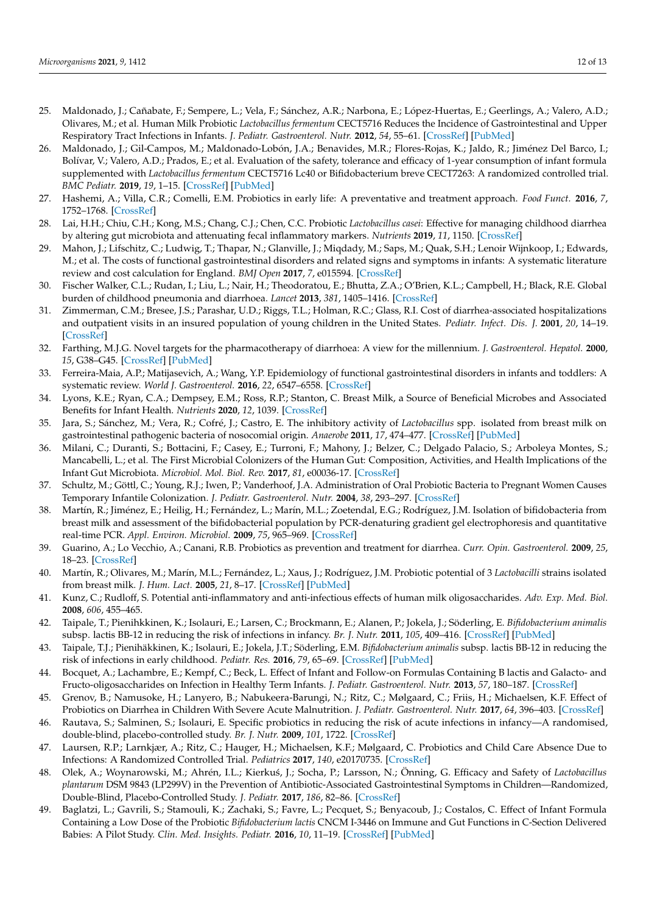25. Maldonado, J.; Cañabate, F.; Sempere, L.; Vela, F.; Sánchez, A.R.; Narbona, E.; López-Huertas, E.; Geerlings, A.; Valero, A.D.; Olivares, M.; et al. Human Milk Probiotic *Lactobacillus fermentum* CECT5716 Reduces the Incidence of Gastrointestinal and Upper Respiratory Tract Infections in Infants. *J. Pediatr. Gastroenterol. Nutr.* **2012**, *54*, 55–61. [CrossRef] [PubMed]
26. Maldonado, J.; Gil-Campos, M.; Maldonado-Lobón, J.A.; Benavides, M.R.; Flores-Rojas, K.; Jaldo, R.; Jiménez Del Barco, I.; Bolívar, V.; Valero, A.D.; Prados, E.; et al. Evaluation of the safety, tolerance and efficacy of 1-year consumption of infant formula supplemented with *Lactobacillus fermentum* CECT5716 Lc40 or Bifidobacterium breve CECT7263: A randomized controlled trial. *BMC Pediatr.* **2019**, *19*, 1–15. [CrossRef] [PubMed]
27. Hashemi, A.; Villa, C.R.; Comelli, E.M. Probiotics in early life: A preventative and treatment approach. *Food Funct.* **2016**, *7*, 1752–1768. [CrossRef]
28. Lai, H.H.; Chiu, C.H.; Kong, M.S.; Chang, C.J.; Chen, C.C. Probiotic *Lactobacillus casei*: Effective for managing childhood diarrhea by altering gut microbiota and attenuating fecal inflammatory markers. *Nutrients* **2019**, *11*, 1150. [CrossRef]
29. Mahon, J.; Lifschitz, C.; Ludwig, T.; Thapar, N.; Glanville, J.; Miqdady, M.; Saps, M.; Quak, S.H.; Lenoir Wijnkoop, I.; Edwards, M.; et al. The costs of functional gastrointestinal disorders and related signs and symptoms in infants: A systematic literature review and cost calculation for England. *BMJ Open* **2017**, *7*, e015594. [CrossRef]
30. Fischer Walker, C.L.; Rudan, I.; Liu, L.; Nair, H.; Theodoratou, E.; Bhutta, Z.A.; O'Brien, K.L.; Campbell, H.; Black, R.E. Global burden of childhood pneumonia and diarrhoea. *Lancet* **2013**, *381*, 1405–1416. [CrossRef]
31. Zimmerman, C.M.; Bresee, J.S.; Parashar, U.D.; Riggs, T.L.; Holman, R.C.; Glass, R.I. Cost of diarrhea-associated hospitalizations and outpatient visits in an insured population of young children in the United States. *Pediatr. Infect. Dis. J.* **2001**, *20*, 14–19. [CrossRef]
32. Farthing, M.J.G. Novel targets for the pharmacotherapy of diarrhoea: A view for the millennium. *J. Gastroenterol. Hepatol.* **2000**, *15*, G38–G45. [CrossRef] [PubMed]
33. Ferreira-Maia, A.P.; Matijasevich, A.; Wang, Y.P. Epidemiology of functional gastrointestinal disorders in infants and toddlers: A systematic review. *World J. Gastroenterol.* **2016**, *22*, 6547–6558. [CrossRef]
34. Lyons, K.E.; Ryan, C.A.; Dempsey, E.M.; Ross, R.P.; Stanton, C. Breast Milk, a Source of Beneficial Microbes and Associated Benefits for Infant Health. *Nutrients* **2020**, *12*, 1039. [CrossRef]
35. Jara, S.; Sánchez, M.; Vera, R.; Cofré, J.; Castro, E. The inhibitory activity of *Lactobacillus* spp. isolated from breast milk on gastrointestinal pathogenic bacteria of nosocomial origin. *Anaerobe* **2011**, *17*, 474–477. [CrossRef] [PubMed]
36. Milani, C.; Duranti, S.; Bottacini, F.; Casey, E.; Turroni, F.; Mahony, J.; Belzer, C.; Delgado Palacio, S.; Arboleya Montes, S.; Mancabelli, L.; et al. The First Microbial Colonizers of the Human Gut: Composition, Activities, and Health Implications of the Infant Gut Microbiota. *Microbiol. Mol. Biol. Rev.* **2017**, *81*, e00036-17. [CrossRef]
37. Schultz, M.; Göttl, C.; Young, R.J.; Iwen, P.; Vanderhoof, J.A. Administration of Oral Probiotic Bacteria to Pregnant Women Causes Temporary Infantile Colonization. *J. Pediatr. Gastroenterol. Nutr.* **2004**, *38*, 293–297. [CrossRef]
38. Martín, R.; Jiménez, E.; Heilig, H.; Fernández, L.; Marín, M.L.; Zoetendal, E.G.; Rodríguez, J.M. Isolation of bifidobacteria from breast milk and assessment of the bifidobacterial population by PCR-denaturing gradient gel electrophoresis and quantitative real-time PCR. *Appl. Environ. Microbiol.* **2009**, *75*, 965–969. [CrossRef]
39. Guarino, A.; Lo Vecchio, A.; Canani, R.B. Probiotics as prevention and treatment for diarrhea. *Curr. Opin. Gastroenterol.* **2009**, *25*, 18–23. [CrossRef]
40. Martín, R.; Olivares, M.; Marín, M.L.; Fernández, L.; Xaus, J.; Rodríguez, J.M. Probiotic potential of 3 *Lactobacilli* strains isolated from breast milk. *J. Hum. Lact.* **2005**, *21*, 8–17. [CrossRef] [PubMed]
41. Kunz, C.; Rudloff, S. Potential anti-inflammatory and anti-infectious effects of human milk oligosaccharides. *Adv. Exp. Med. Biol.* **2008**, *606*, 455–465.
42. Taipale, T.; Pienihkkinen, K.; Isolauri, E.; Larsen, C.; Brockmann, E.; Alanen, P.; Jokela, J.; Söderling, E. *Bifidobacterium animalis* subsp. lactis BB-12 in reducing the risk of infections in infancy. *Br. J. Nutr.* **2011**, *105*, 409–416. [CrossRef] [PubMed]
43. Taipale, T.J.; Pienihäkkinen, K.; Isolauri, E.; Jokela, J.T.; Söderling, E.M. *Bifidobacterium animalis* subsp. lactis BB-12 in reducing the risk of infections in early childhood. *Pediatr. Res.* **2016**, *79*, 65–69. [CrossRef] [PubMed]
44. Bocquet, A.; Lachambre, E.; Kempf, C.; Beck, L. Effect of Infant and Follow-on Formulas Containing B lactis and Galacto- and Fructo-oligosaccharides on Infection in Healthy Term Infants. *J. Pediatr. Gastroenterol. Nutr.* **2013**, *57*, 180–187. [CrossRef]
45. Grenov, B.; Namusoke, H.; Lanyero, B.; Nabukeera-Barungi, N.; Ritz, C.; Mølgaard, C.; Friis, H.; Michaelsen, K.F. Effect of Probiotics on Diarrhea in Children With Severe Acute Malnutrition. *J. Pediatr. Gastroenterol. Nutr.* **2017**, *64*, 396–403. [CrossRef]
46. Rautava, S.; Salminen, S.; Isolauri, E. Specific probiotics in reducing the risk of acute infections in infancy—A randomised, double-blind, placebo-controlled study. *Br. J. Nutr.* **2009**, *101*, 1722. [CrossRef]
47. Laursen, R.P.; Larnkjær, A.; Ritz, C.; Hauger, H.; Michaelsen, K.F.; Mølgaard, C. Probiotics and Child Care Absence Due to Infections: A Randomized Controlled Trial. *Pediatrics* **2017**, *140*, e20170735. [CrossRef]
48. Olek, A.; Woynarowski, M.; Ahrén, I.L.; Kierkuś, J.; Socha, P.; Larsson, N.; Önning, G. Efficacy and Safety of *Lactobacillus plantarum* DSM 9843 (LP299V) in the Prevention of Antibiotic-Associated Gastrointestinal Symptoms in Children—Randomized, Double-Blind, Placebo-Controlled Study. *J. Pediatr.* **2017**, *186*, 82–86. [CrossRef]
49. Baglatzi, L.; Gavrili, S.; Stamouli, K.; Zachaki, S.; Favre, L.; Pecquet, S.; Benyacoub, J.; Costalos, C. Effect of Infant Formula Containing a Low Dose of the Probiotic *Bifidobacterium lactis* CNCM I-3446 on Immune and Gut Functions in C-Section Delivered Babies: A Pilot Study. *Clin. Med. Insights. Pediatr.* **2016**, *10*, 11–19. [CrossRef] [PubMed]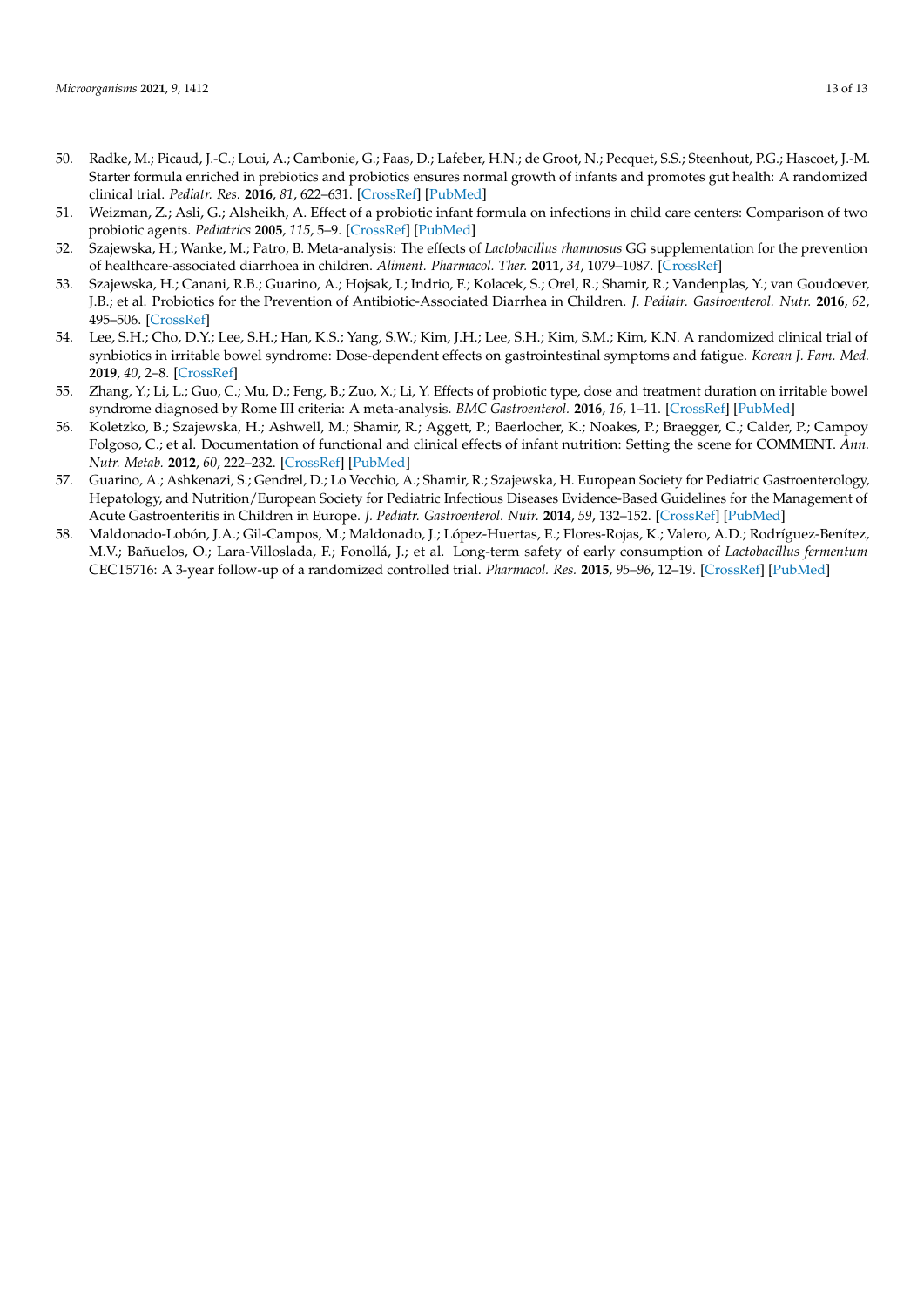50. Radke, M.; Picaud, J.-C.; Loui, A.; Cambonie, G.; Faas, D.; Lafeber, H.N.; de Groot, N.; Pecquet, S.S.; Steenhout, P.G.; Hascoet, J.-M. Starter formula enriched in prebiotics and probiotics ensures normal growth of infants and promotes gut health: A randomized clinical trial. *Pediatr. Res.* **2016**, *81*, 622–631. [CrossRef] [PubMed]
51. Weizman, Z.; Asli, G.; Alsheikh, A. Effect of a probiotic infant formula on infections in child care centers: Comparison of two probiotic agents. *Pediatrics* **2005**, *115*, 5–9. [CrossRef] [PubMed]
52. Szajewska, H.; Wanke, M.; Patro, B. Meta-analysis: The effects of *Lactobacillus rhamnosus* GG supplementation for the prevention of healthcare-associated diarrhoea in children. *Aliment. Pharmacol. Ther.* **2011**, *34*, 1079–1087. [CrossRef]
53. Szajewska, H.; Canani, R.B.; Guarino, A.; Hojsak, I.; Indrio, F.; Kolacek, S.; Orel, R.; Shamir, R.; Vandenplas, Y.; van Goudoever, J.B.; et al. Probiotics for the Prevention of Antibiotic-Associated Diarrhea in Children. *J. Pediatr. Gastroenterol. Nutr.* **2016**, *62*, 495–506. [CrossRef]
54. Lee, S.H.; Cho, D.Y.; Lee, S.H.; Han, K.S.; Yang, S.W.; Kim, J.H.; Lee, S.H.; Kim, S.M.; Kim, K.N. A randomized clinical trial of synbiotics in irritable bowel syndrome: Dose-dependent effects on gastrointestinal symptoms and fatigue. *Korean J. Fam. Med.* **2019**, *40*, 2–8. [CrossRef]
55. Zhang, Y.; Li, L.; Guo, C.; Mu, D.; Feng, B.; Zuo, X.; Li, Y. Effects of probiotic type, dose and treatment duration on irritable bowel syndrome diagnosed by Rome III criteria: A meta-analysis. *BMC Gastroenterol.* **2016**, *16*, 1–11. [CrossRef] [PubMed]
56. Koletzko, B.; Szajewska, H.; Ashwell, M.; Shamir, R.; Aggett, P.; Baerlocher, K.; Noakes, P.; Braegger, C.; Calder, P.; Campoy Folgoso, C.; et al. Documentation of functional and clinical effects of infant nutrition: Setting the scene for COMMENT. *Ann. Nutr. Metab.* **2012**, *60*, 222–232. [CrossRef] [PubMed]
57. Guarino, A.; Ashkenazi, S.; Gendrel, D.; Lo Vecchio, A.; Shamir, R.; Szajewska, H. European Society for Pediatric Gastroenterology, Hepatology, and Nutrition/European Society for Pediatric Infectious Diseases Evidence-Based Guidelines for the Management of Acute Gastroenteritis in Children in Europe. *J. Pediatr. Gastroenterol. Nutr.* **2014**, *59*, 132–152. [CrossRef] [PubMed]
58. Maldonado-Lobón, J.A.; Gil-Campos, M.; Maldonado, J.; López-Huertas, E.; Flores-Rojas, K.; Valero, A.D.; Rodríguez-Benítez, M.V.; Bañuelos, O.; Lara-Villoslada, F.; Fonollá, J.; et al. Long-term safety of early consumption of *Lactobacillus fermentum* CECT5716: A 3-year follow-up of a randomized controlled trial. *Pharmacol. Res.* **2015**, *95–96*, 12–19. [CrossRef] [PubMed]